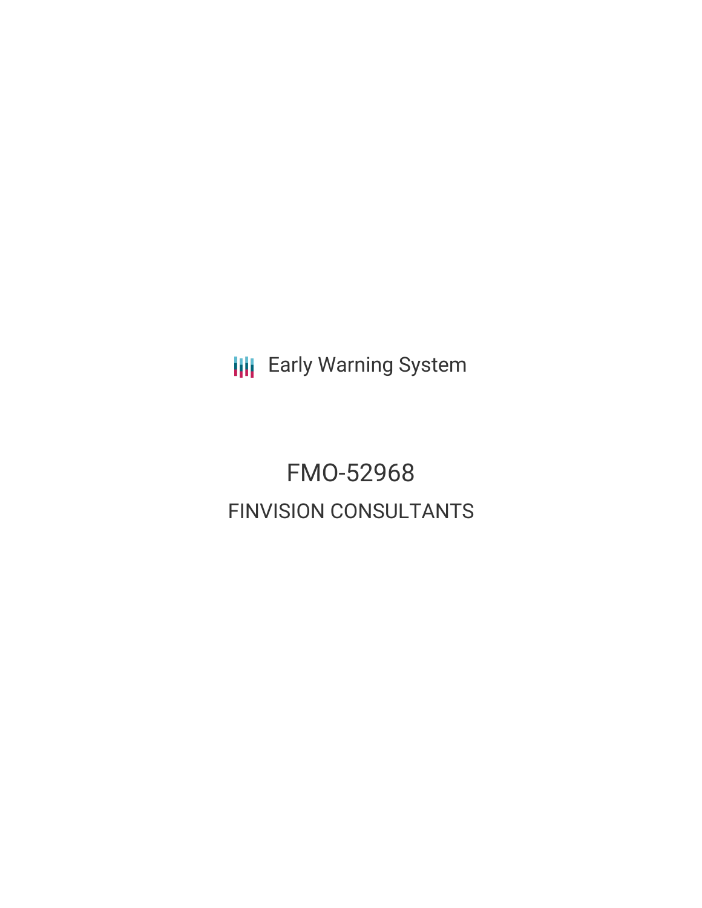Early Warning System

# FMO-52968

## FINVISION CONSULTANTS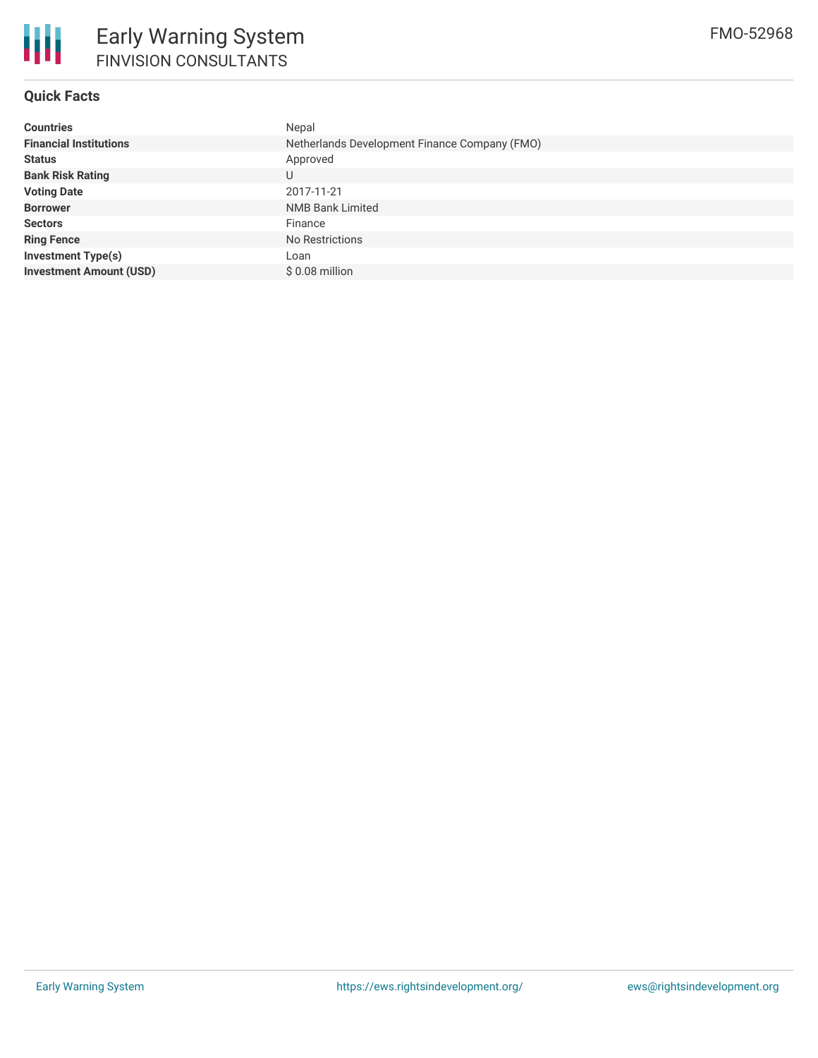# Early Warning System

## FINVISION CONSULTANTS

FMO-52968

### Quick Facts

| | |
|---|---|
| **Countries** | Nepal |
| **Financial Institutions** | Netherlands Development Finance Company (FMO) |
| **Status** | Approved |
| **Bank Risk Rating** | U |
| **Voting Date** | 2017-11-21 |
| **Borrower** | NMB Bank Limited |
| **Sectors** | Finance |
| **Ring Fence** | No Restrictions |
| **Investment Type(s)** | Loan |
| **Investment Amount (USD)** | $ 0.08 million |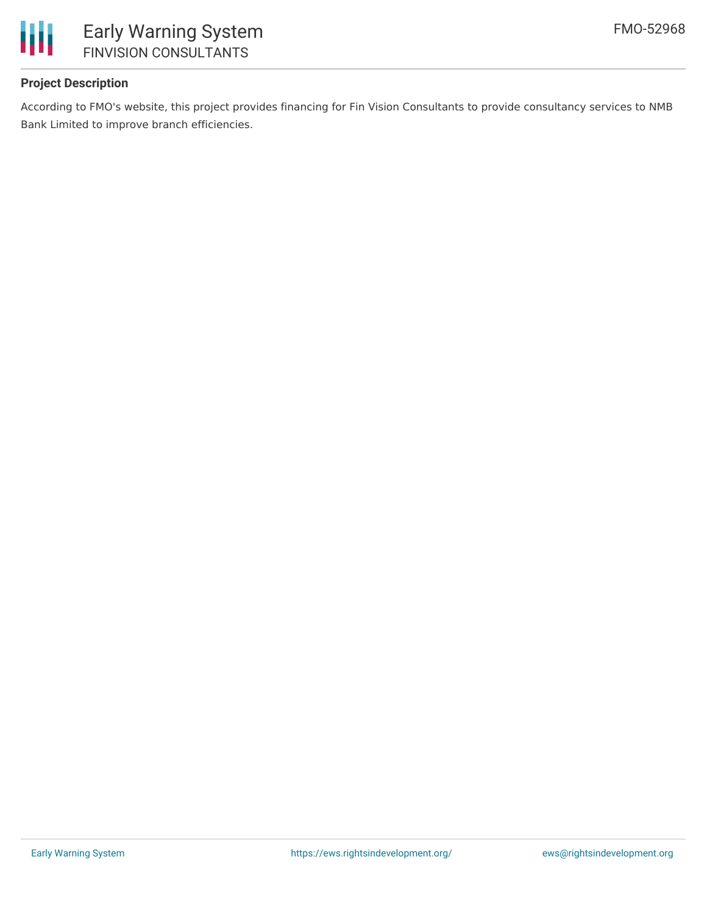## Project Description

According to FMO's website, this project provides financing for Fin Vision Consultants to provide consultancy services to NMB Bank Limited to improve branch efficiencies.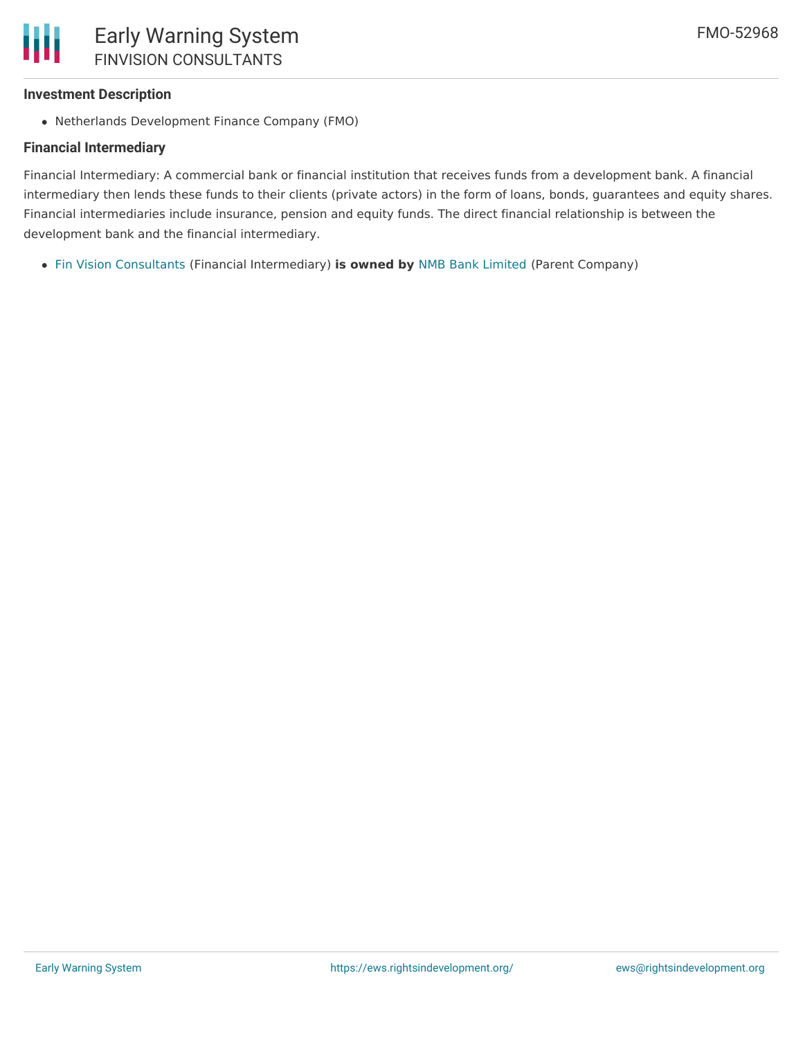### Investment Description

- Netherlands Development Finance Company (FMO)

### Financial Intermediary

Financial Intermediary: A commercial bank or financial institution that receives funds from a development bank. A financial intermediary then lends these funds to their clients (private actors) in the form of loans, bonds, guarantees and equity shares. Financial intermediaries include insurance, pension and equity funds. The direct financial relationship is between the development bank and the financial intermediary.

- Fin Vision Consultants (Financial Intermediary) **is owned by** NMB Bank Limited (Parent Company)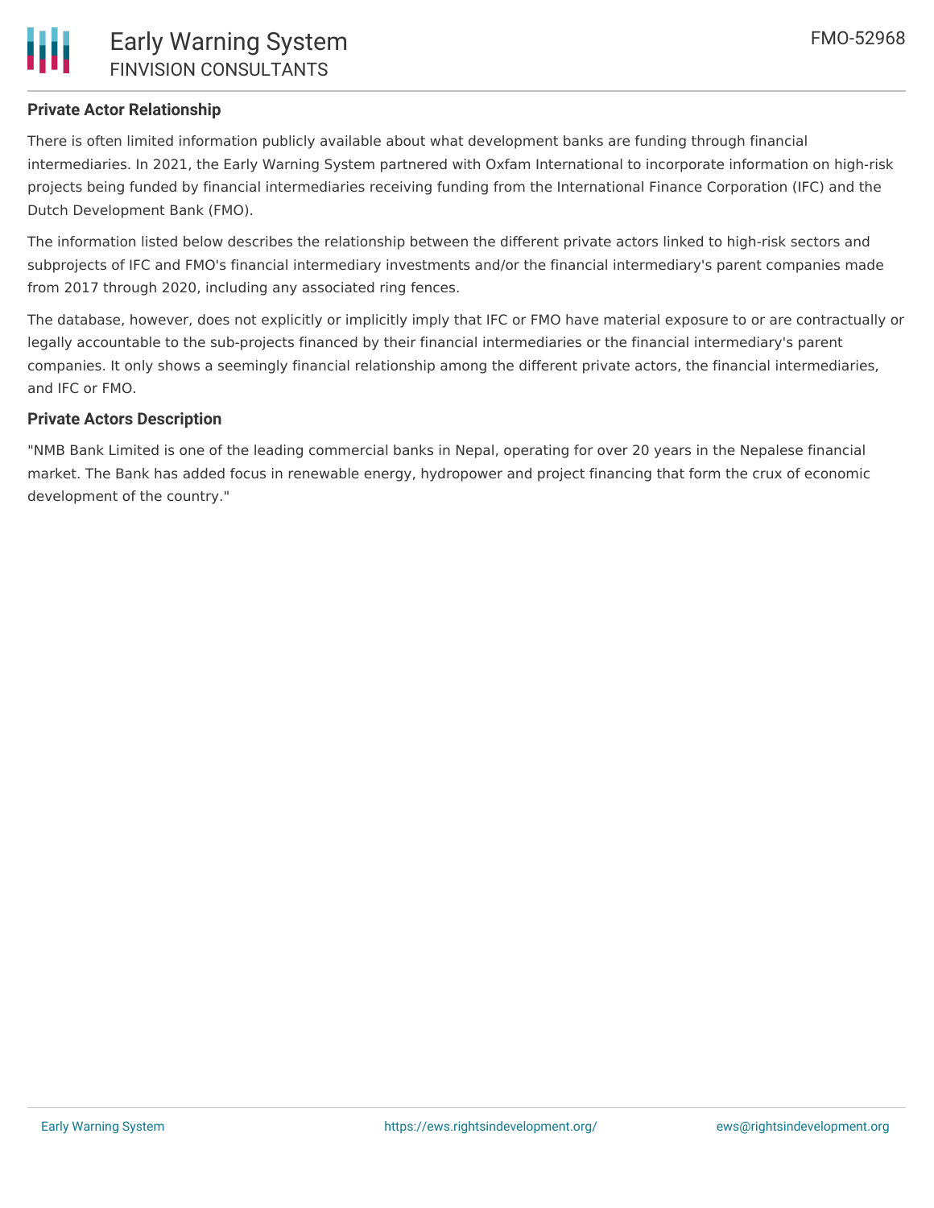## Private Actor Relationship

There is often limited information publicly available about what development banks are funding through financial intermediaries. In 2021, the Early Warning System partnered with Oxfam International to incorporate information on high-risk projects being funded by financial intermediaries receiving funding from the International Finance Corporation (IFC) and the Dutch Development Bank (FMO).

The information listed below describes the relationship between the different private actors linked to high-risk sectors and subprojects of IFC and FMO's financial intermediary investments and/or the financial intermediary's parent companies made from 2017 through 2020, including any associated ring fences.

The database, however, does not explicitly or implicitly imply that IFC or FMO have material exposure to or are contractually or legally accountable to the sub-projects financed by their financial intermediaries or the financial intermediary's parent companies. It only shows a seemingly financial relationship among the different private actors, the financial intermediaries, and IFC or FMO.

## Private Actors Description

"NMB Bank Limited is one of the leading commercial banks in Nepal, operating for over 20 years in the Nepalese financial market. The Bank has added focus in renewable energy, hydropower and project financing that form the crux of economic development of the country."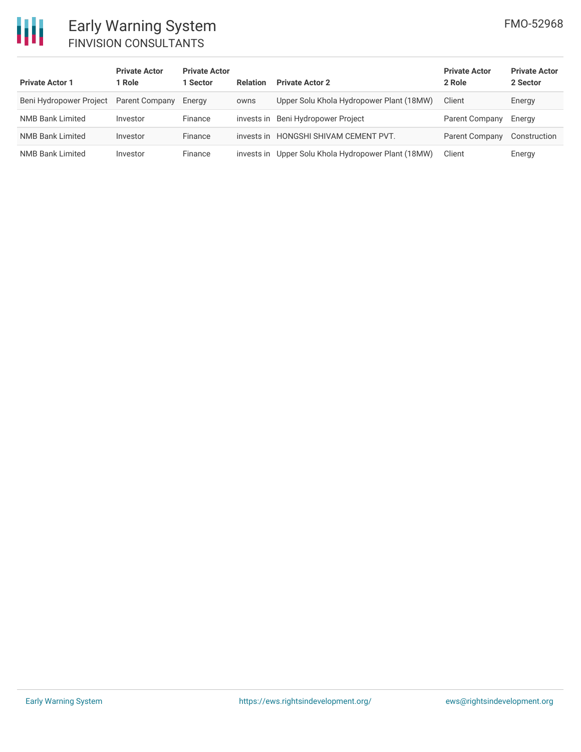| Private Actor 1 | Private Actor 1 Role | Private Actor 1 Sector | Relation | Private Actor 2 | Private Actor 2 Role | Private Actor 2 Sector |
|---|---|---|---|---|---|---|
| Beni Hydropower Project | Parent Company | Energy | owns | Upper Solu Khola Hydropower Plant (18MW) | Client | Energy |
| NMB Bank Limited | Investor | Finance | invests in | Beni Hydropower Project | Parent Company | Energy |
| NMB Bank Limited | Investor | Finance | invests in | HONGSHI SHIVAM CEMENT PVT. | Parent Company | Construction |
| NMB Bank Limited | Investor | Finance | invests in | Upper Solu Khola Hydropower Plant (18MW) | Client | Energy |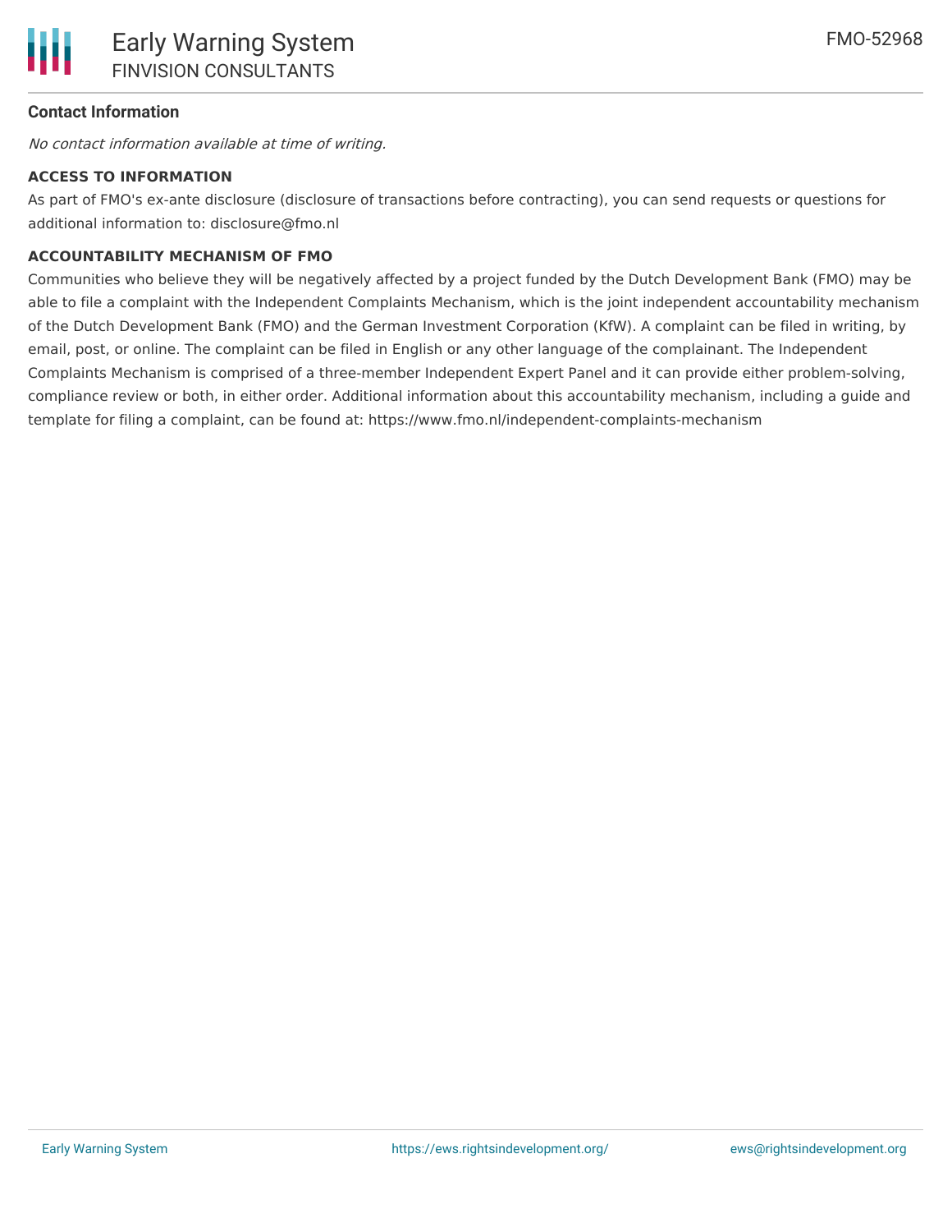### Contact Information

*No contact information available at time of writing.*

**ACCESS TO INFORMATION**

As part of FMO's ex-ante disclosure (disclosure of transactions before contracting), you can send requests or questions for additional information to: disclosure@fmo.nl

**ACCOUNTABILITY MECHANISM OF FMO**

Communities who believe they will be negatively affected by a project funded by the Dutch Development Bank (FMO) may be able to file a complaint with the Independent Complaints Mechanism, which is the joint independent accountability mechanism of the Dutch Development Bank (FMO) and the German Investment Corporation (KfW). A complaint can be filed in writing, by email, post, or online. The complaint can be filed in English or any other language of the complainant. The Independent Complaints Mechanism is comprised of a three-member Independent Expert Panel and it can provide either problem-solving, compliance review or both, in either order. Additional information about this accountability mechanism, including a guide and template for filing a complaint, can be found at: https://www.fmo.nl/independent-complaints-mechanism